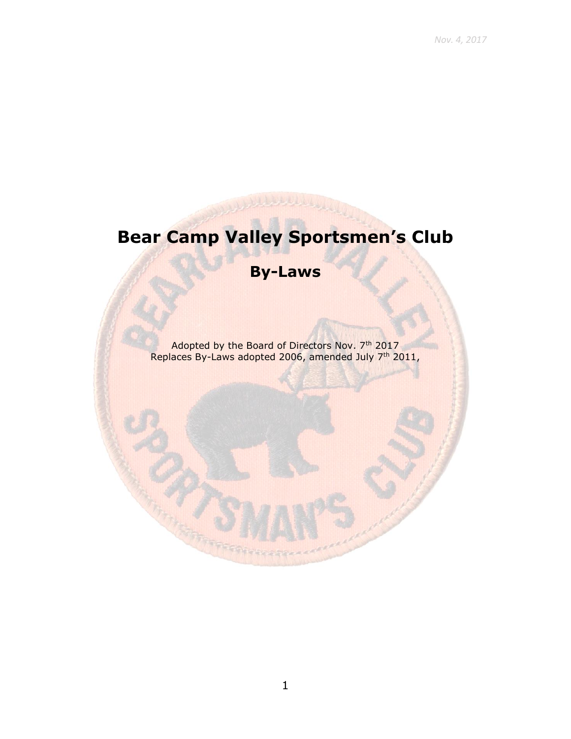*Nov. 4, 2017*

# Bear Camp Valley Sportsmen's Club

## By-Laws

Adopted by the Board of Directors Nov. 7th 2017
Replaces By-Laws adopted 2006, amended July 7th 2011,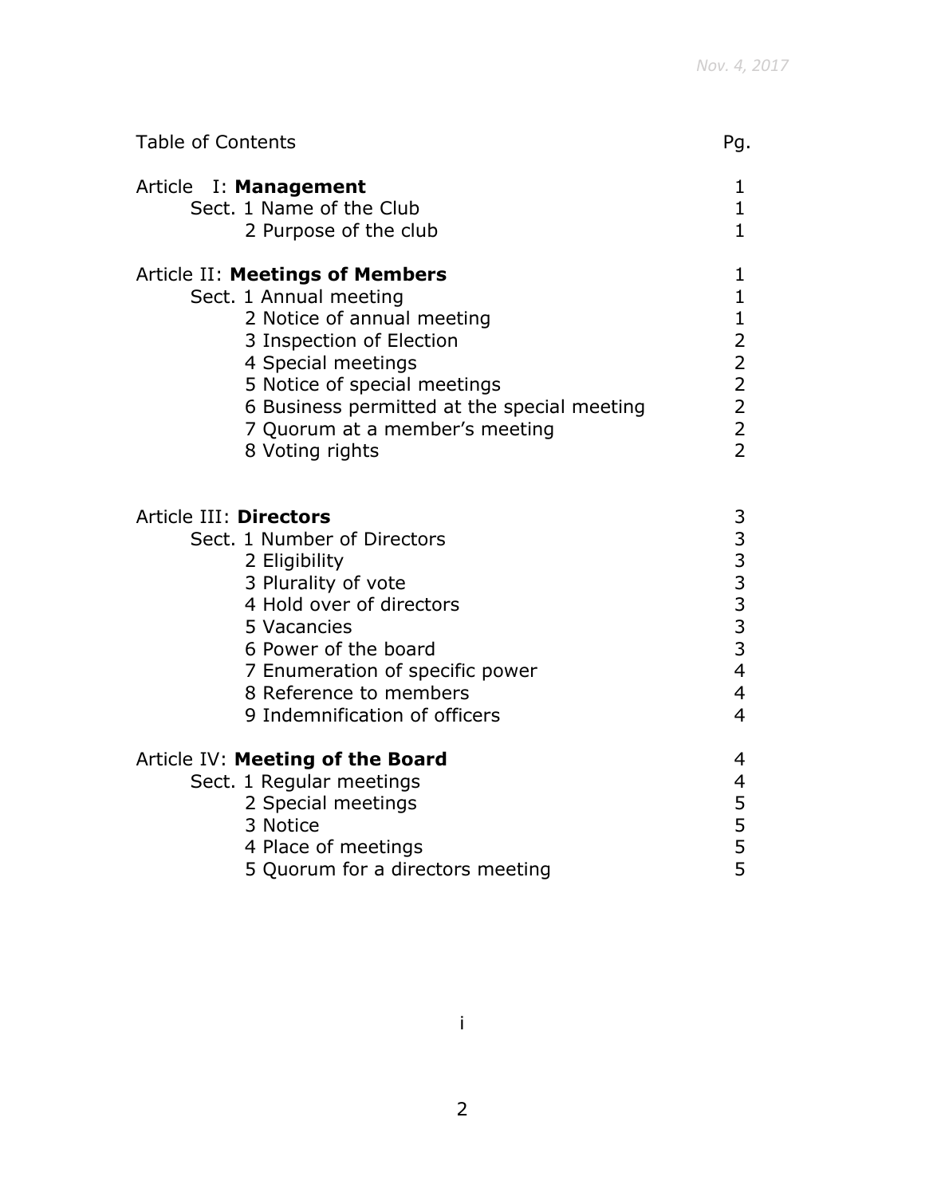| Table of Contents | Pg. |
| --- | --- |
| Article I: **Management** | 1 |
| Sect. 1 Name of the Club | 1 |
| 2 Purpose of the club | 1 |
| | |
| Article II: **Meetings of Members** | 1 |
| Sect. 1 Annual meeting | 1 |
| 2 Notice of annual meeting | 1 |
| 3 Inspection of Election | 2 |
| 4 Special meetings | 2 |
| 5 Notice of special meetings | 2 |
| 6 Business permitted at the special meeting | 2 |
| 7 Quorum at a member's meeting | 2 |
| 8 Voting rights | 2 |
| | |
| Article III: **Directors** | 3 |
| Sect. 1 Number of Directors | 3 |
| 2 Eligibility | 3 |
| 3 Plurality of vote | 3 |
| 4 Hold over of directors | 3 |
| 5 Vacancies | 3 |
| 6 Power of the board | 3 |
| 7 Enumeration of specific power | 4 |
| 8 Reference to members | 4 |
| 9 Indemnification of officers | 4 |
| | |
| Article IV: **Meeting of the Board** | 4 |
| Sect. 1 Regular meetings | 4 |
| 2 Special meetings | 5 |
| 3 Notice | 5 |
| 4 Place of meetings | 5 |
| 5 Quorum for a directors meeting | 5 |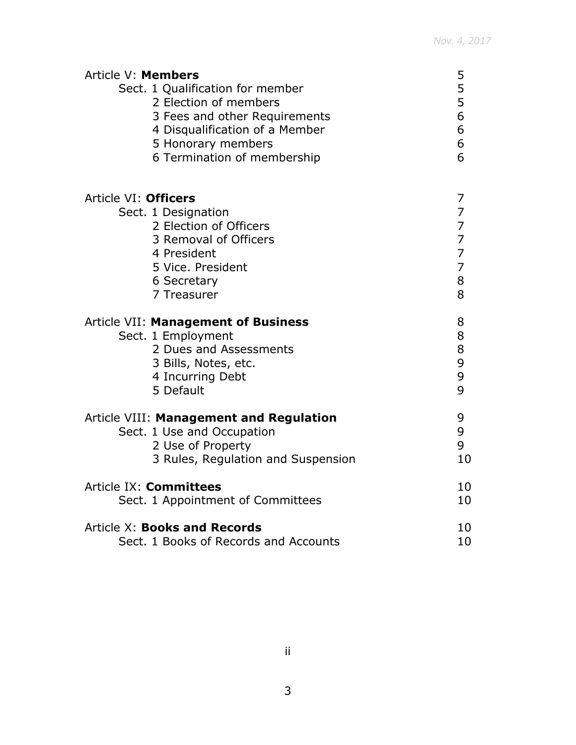| | |
|---|---|
| Article V: **Members** | 5 |
| Sect. 1 Qualification for member | 5 |
| 2 Election of members | 5 |
| 3 Fees and other Requirements | 6 |
| 4 Disqualification of a Member | 6 |
| 5 Honorary members | 6 |
| 6 Termination of membership | 6 |
| | |
| Article VI: **Officers** | 7 |
| Sect. 1 Designation | 7 |
| 2 Election of Officers | 7 |
| 3 Removal of Officers | 7 |
| 4 President | 7 |
| 5 Vice. President | 7 |
| 6 Secretary | 8 |
| 7 Treasurer | 8 |
| | |
| Article VII: **Management of Business** | 8 |
| Sect. 1 Employment | 8 |
| 2 Dues and Assessments | 8 |
| 3 Bills, Notes, etc. | 9 |
| 4 Incurring Debt | 9 |
| 5 Default | 9 |
| | |
| Article VIII: **Management and Regulation** | 9 |
| Sect. 1 Use and Occupation | 9 |
| 2 Use of Property | 9 |
| 3 Rules, Regulation and Suspension | 10 |
| | |
| Article IX: **Committees** | 10 |
| Sect. 1 Appointment of Committees | 10 |
| | |
| Article X: **Books and Records** | 10 |
| Sect. 1 Books of Records and Accounts | 10 |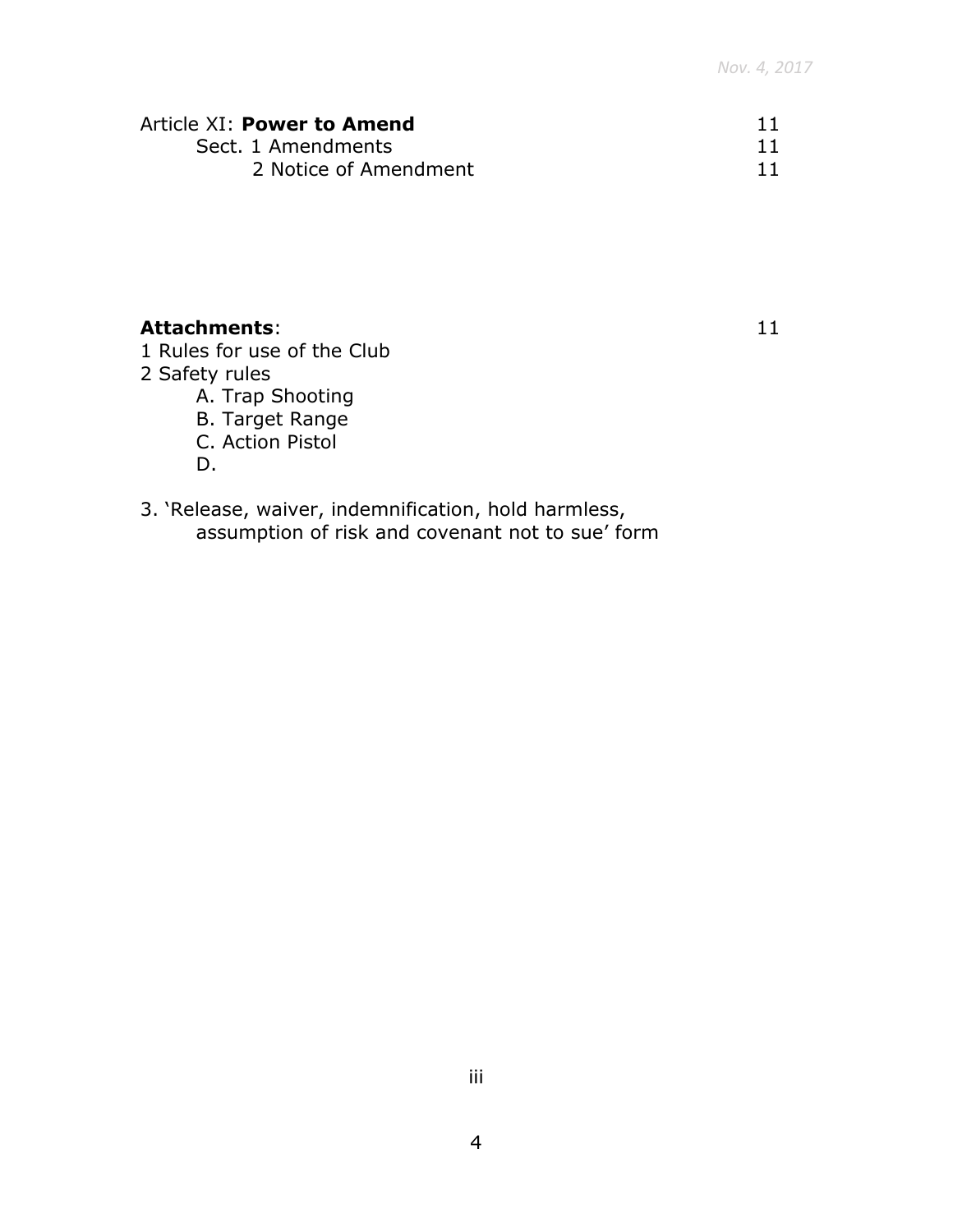| | |
|---|---|
| Article XI: **Power to Amend** | 11 |
| Sect. 1 Amendments | 11 |
| 2 Notice of Amendment | 11 |

| | |
|---|---|
| **Attachments**: | 11 |

1 Rules for use of the Club
2 Safety rules
  A. Trap Shooting
  B. Target Range
  C. Action Pistol
  D.

3. 'Release, waiver, indemnification, hold harmless, assumption of risk and covenant not to sue' form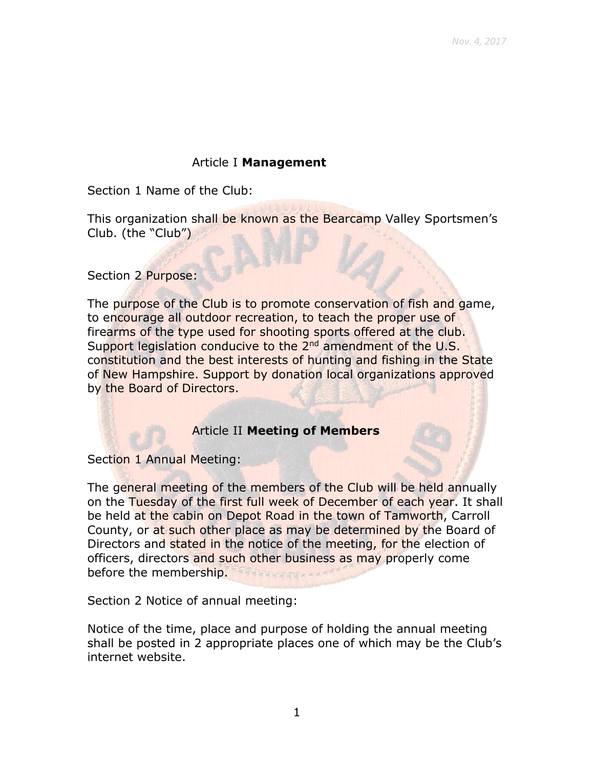## Article I **Management**

Section 1 Name of the Club:

This organization shall be known as the Bearcamp Valley Sportsmen's Club. (the "Club")

Section 2 Purpose:

The purpose of the Club is to promote conservation of fish and game, to encourage all outdoor recreation, to teach the proper use of firearms of the type used for shooting sports offered at the club. Support legislation conducive to the 2nd amendment of the U.S. constitution and the best interests of hunting and fishing in the State of New Hampshire. Support by donation local organizations approved by the Board of Directors.

## Article II **Meeting of Members**

Section 1 Annual Meeting:

The general meeting of the members of the Club will be held annually on the Tuesday of the first full week of December of each year. It shall be held at the cabin on Depot Road in the town of Tamworth, Carroll County, or at such other place as may be determined by the Board of Directors and stated in the notice of the meeting, for the election of officers, directors and such other business as may properly come before the membership.

Section 2 Notice of annual meeting:

Notice of the time, place and purpose of holding the annual meeting shall be posted in 2 appropriate places one of which may be the Club's internet website.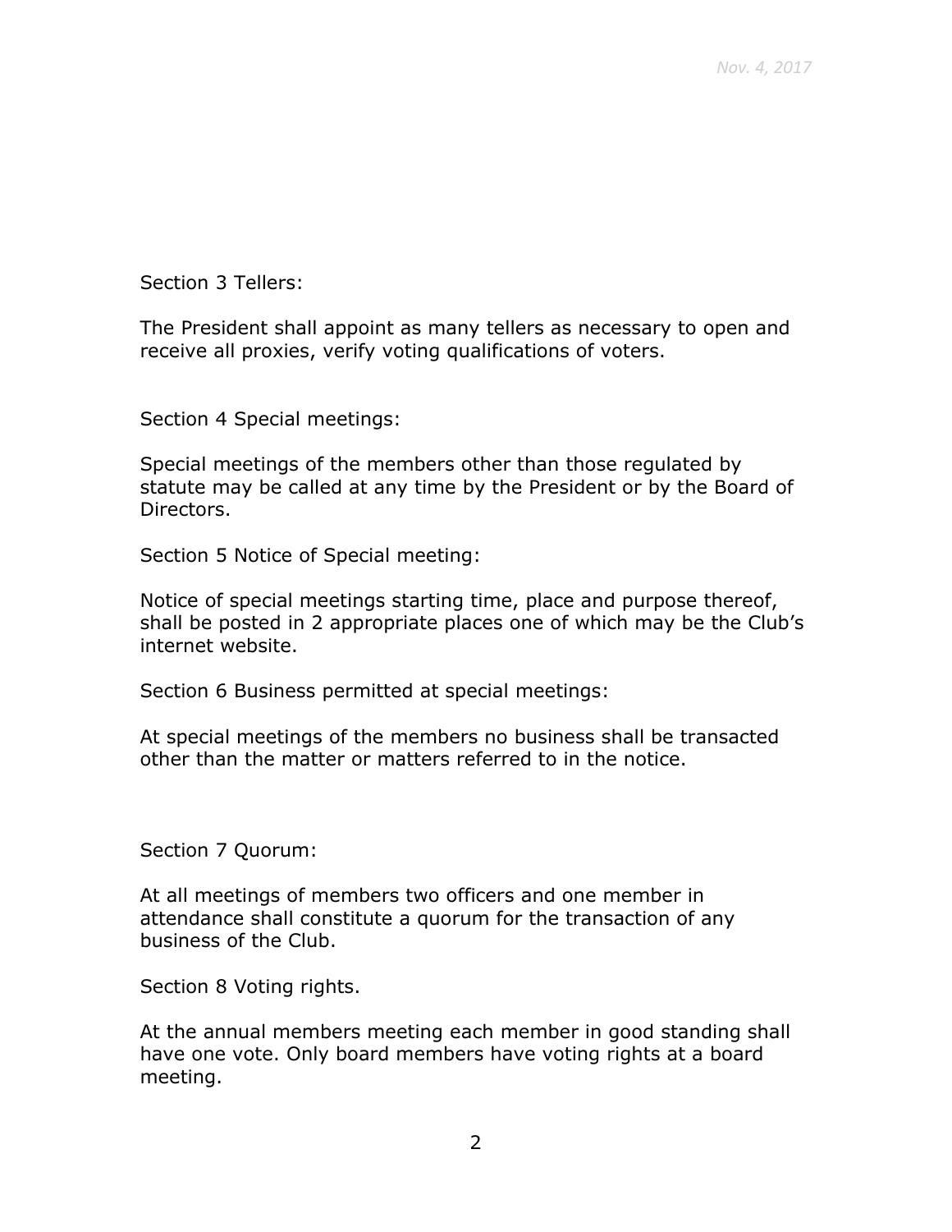Section 3 Tellers:

The President shall appoint as many tellers as necessary to open and receive all proxies, verify voting qualifications of voters.

Section 4 Special meetings:

Special meetings of the members other than those regulated by statute may be called at any time by the President or by the Board of Directors.

Section 5 Notice of Special meeting:

Notice of special meetings starting time, place and purpose thereof, shall be posted in 2 appropriate places one of which may be the Club's internet website.

Section 6 Business permitted at special meetings:

At special meetings of the members no business shall be transacted other than the matter or matters referred to in the notice.

Section 7 Quorum:

At all meetings of members two officers and one member in attendance shall constitute a quorum for the transaction of any business of the Club.

Section 8 Voting rights.

At the annual members meeting each member in good standing shall have one vote. Only board members have voting rights at a board meeting.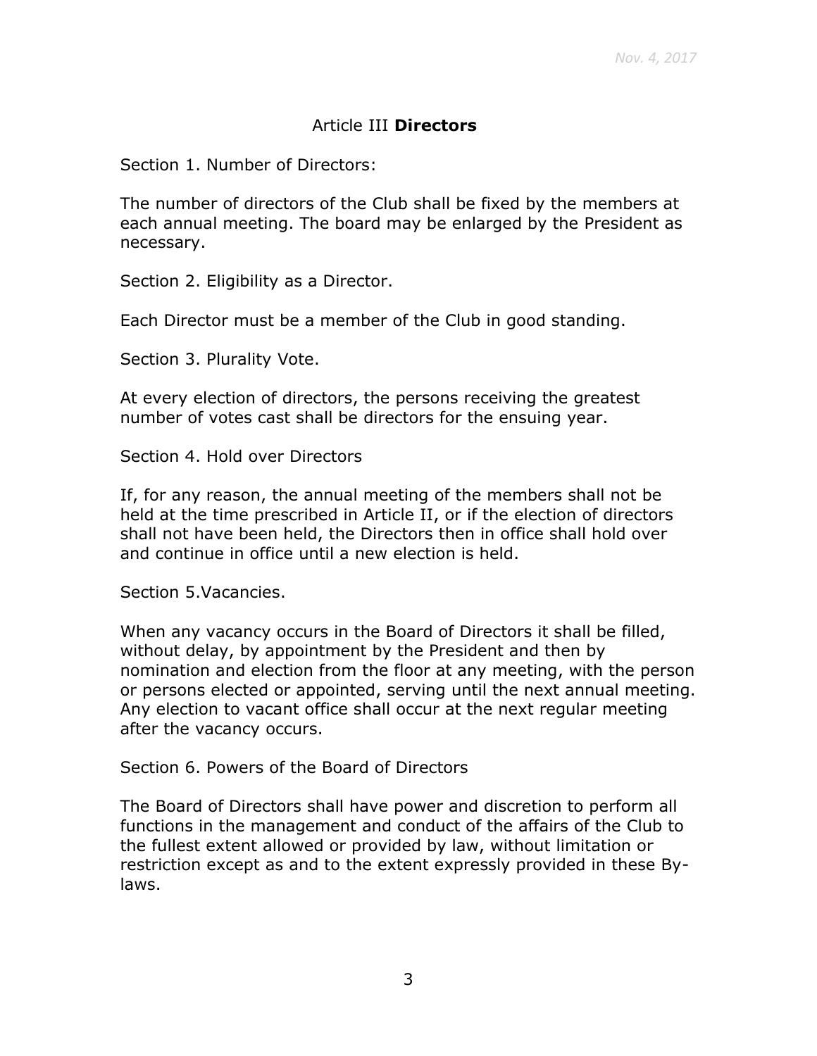## Article III **Directors**

Section 1. Number of Directors:

The number of directors of the Club shall be fixed by the members at each annual meeting. The board may be enlarged by the President as necessary.

Section 2. Eligibility as a Director.

Each Director must be a member of the Club in good standing.

Section 3. Plurality Vote.

At every election of directors, the persons receiving the greatest number of votes cast shall be directors for the ensuing year.

Section 4. Hold over Directors

If, for any reason, the annual meeting of the members shall not be held at the time prescribed in Article II, or if the election of directors shall not have been held, the Directors then in office shall hold over and continue in office until a new election is held.

Section 5.Vacancies.

When any vacancy occurs in the Board of Directors it shall be filled, without delay, by appointment by the President and then by nomination and election from the floor at any meeting, with the person or persons elected or appointed, serving until the next annual meeting. Any election to vacant office shall occur at the next regular meeting after the vacancy occurs.

Section 6. Powers of the Board of Directors

The Board of Directors shall have power and discretion to perform all functions in the management and conduct of the affairs of the Club to the fullest extent allowed or provided by law, without limitation or restriction except as and to the extent expressly provided in these By-laws.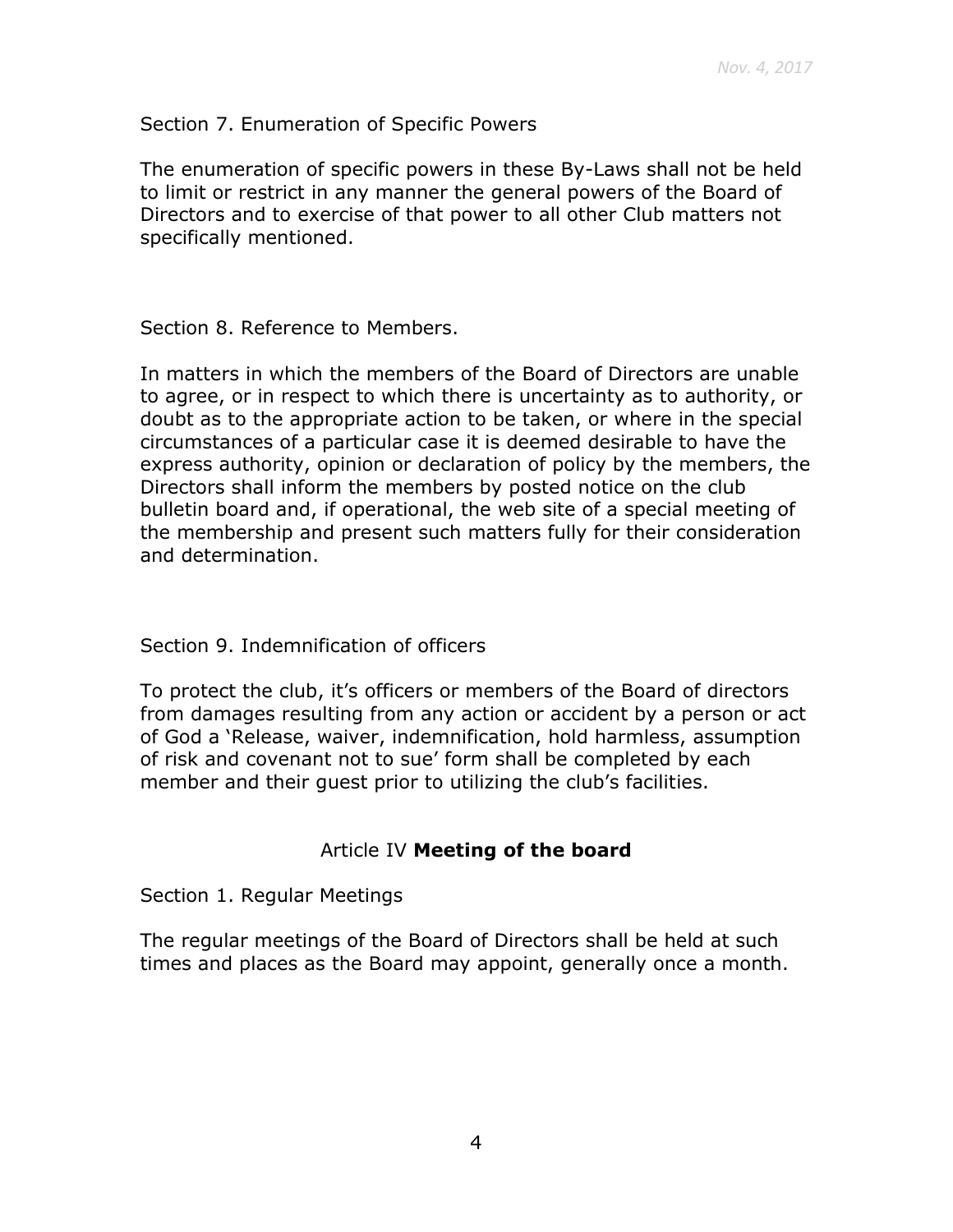Section 7. Enumeration of Specific Powers

The enumeration of specific powers in these By-Laws shall not be held to limit or restrict in any manner the general powers of the Board of Directors and to exercise of that power to all other Club matters not specifically mentioned.

Section 8. Reference to Members.

In matters in which the members of the Board of Directors are unable to agree, or in respect to which there is uncertainty as to authority, or doubt as to the appropriate action to be taken, or where in the special circumstances of a particular case it is deemed desirable to have the express authority, opinion or declaration of policy by the members, the Directors shall inform the members by posted notice on the club bulletin board and, if operational, the web site of a special meeting of the membership and present such matters fully for their consideration and determination.

Section 9. Indemnification of officers

To protect the club, it's officers or members of the Board of directors from damages resulting from any action or accident by a person or act of God a 'Release, waiver, indemnification, hold harmless, assumption of risk and covenant not to sue' form shall be completed by each member and their guest prior to utilizing the club's facilities.

## Article IV **Meeting of the board**

Section 1. Regular Meetings

The regular meetings of the Board of Directors shall be held at such times and places as the Board may appoint, generally once a month.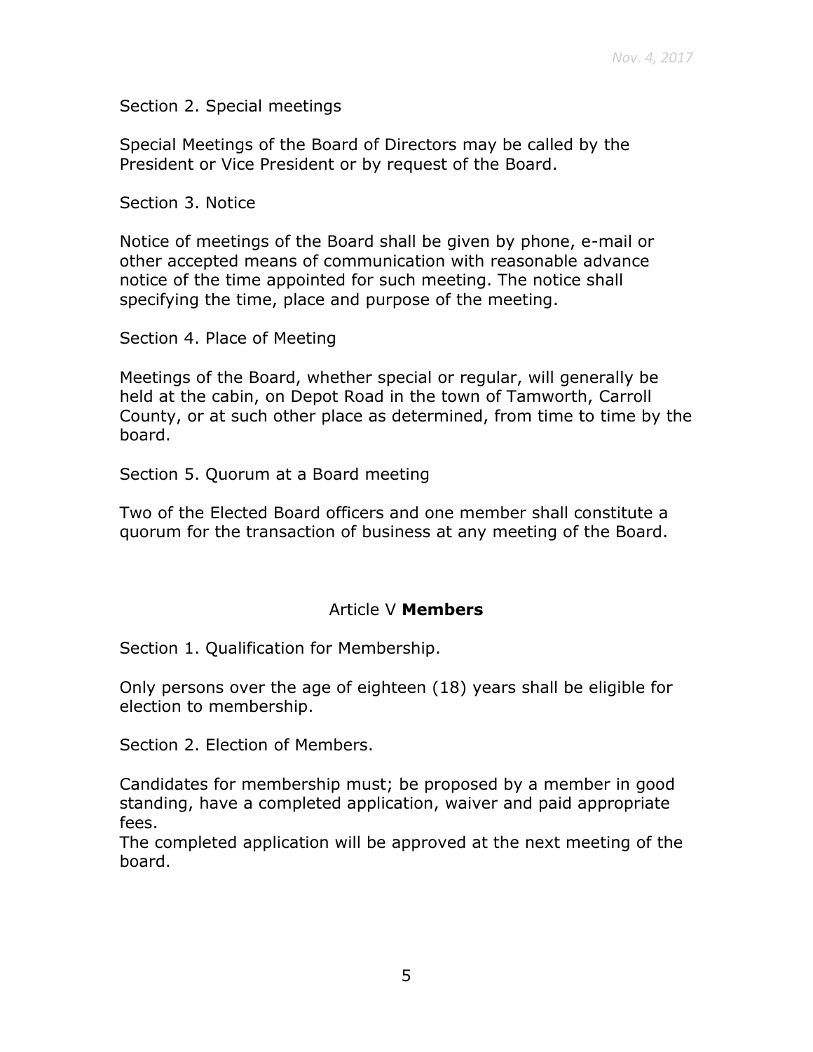Section 2. Special meetings

Special Meetings of the Board of Directors may be called by the President or Vice President or by request of the Board.

Section 3. Notice

Notice of meetings of the Board shall be given by phone, e-mail or other accepted means of communication with reasonable advance notice of the time appointed for such meeting. The notice shall specifying the time, place and purpose of the meeting.

Section 4. Place of Meeting

Meetings of the Board, whether special or regular, will generally be held at the cabin, on Depot Road in the town of Tamworth, Carroll County, or at such other place as determined, from time to time by the board.

Section 5. Quorum at a Board meeting

Two of the Elected Board officers and one member shall constitute a quorum for the transaction of business at any meeting of the Board.

## Article V **Members**

Section 1. Qualification for Membership.

Only persons over the age of eighteen (18) years shall be eligible for election to membership.

Section 2. Election of Members.

Candidates for membership must; be proposed by a member in good standing, have a completed application, waiver and paid appropriate fees.
The completed application will be approved at the next meeting of the board.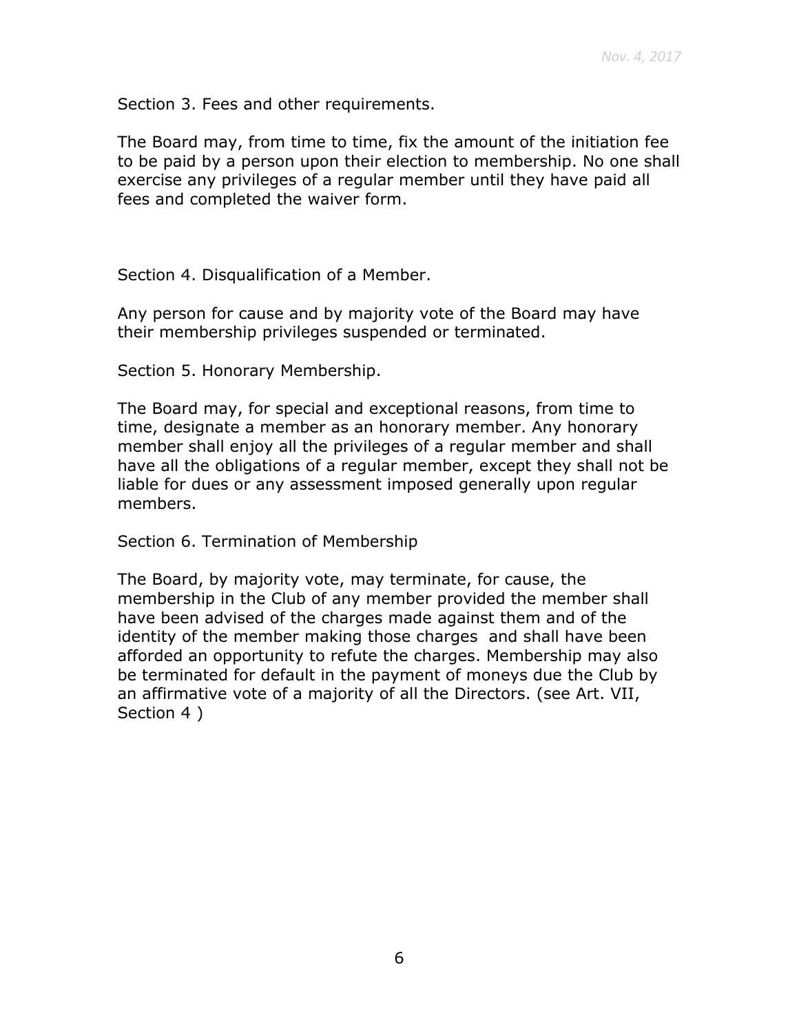Section 3. Fees and other requirements.

The Board may, from time to time, fix the amount of the initiation fee to be paid by a person upon their election to membership. No one shall exercise any privileges of a regular member until they have paid all fees and completed the waiver form.

Section 4. Disqualification of a Member.

Any person for cause and by majority vote of the Board may have their membership privileges suspended or terminated.

Section 5. Honorary Membership.

The Board may, for special and exceptional reasons, from time to time, designate a member as an honorary member. Any honorary member shall enjoy all the privileges of a regular member and shall have all the obligations of a regular member, except they shall not be liable for dues or any assessment imposed generally upon regular members.

Section 6. Termination of Membership

The Board, by majority vote, may terminate, for cause, the membership in the Club of any member provided the member shall have been advised of the charges made against them and of the identity of the member making those charges and shall have been afforded an opportunity to refute the charges. Membership may also be terminated for default in the payment of moneys due the Club by an affirmative vote of a majority of all the Directors. (see Art. VII, Section 4 )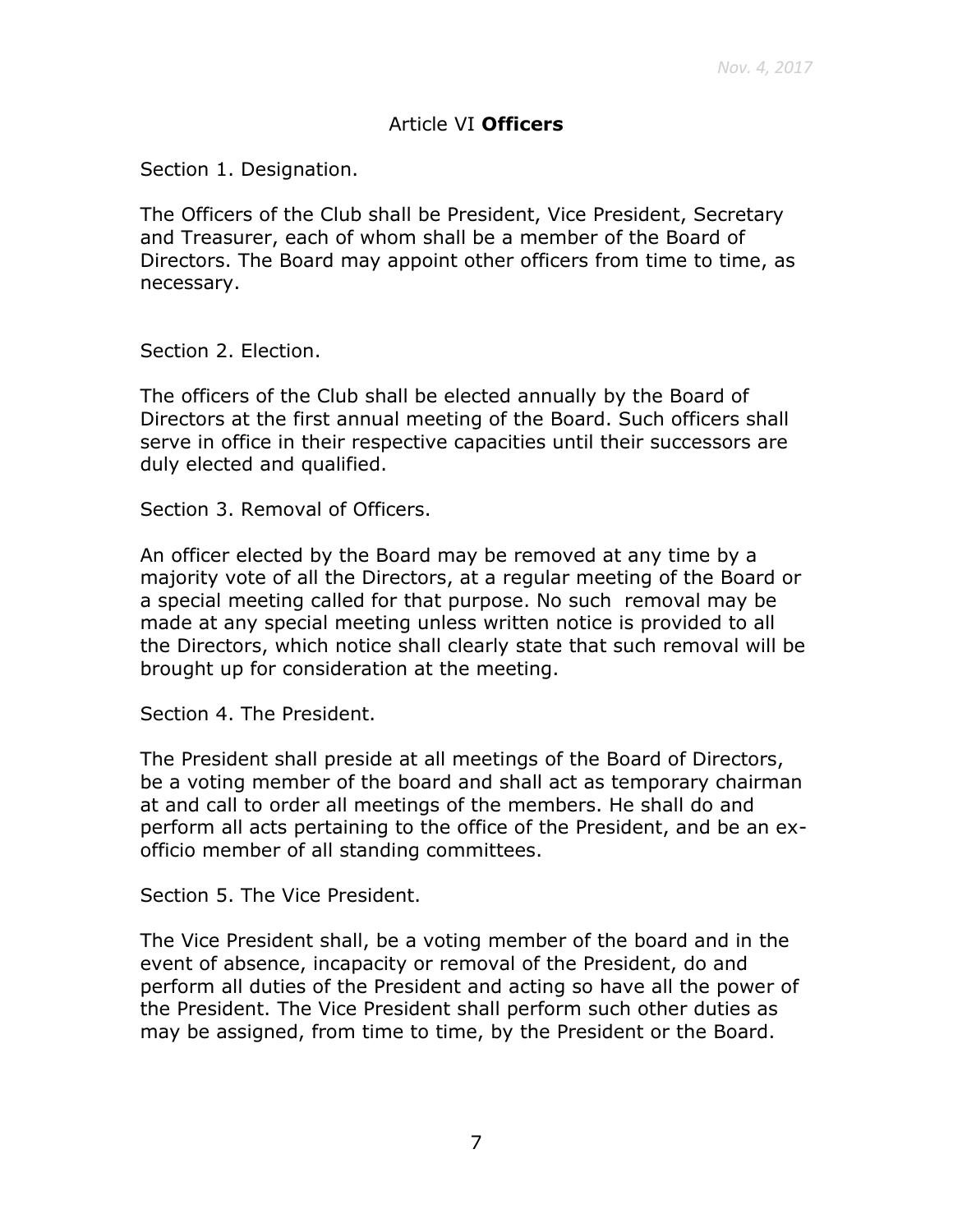## Article VI **Officers**

Section 1. Designation.

The Officers of the Club shall be President, Vice President, Secretary and Treasurer, each of whom shall be a member of the Board of Directors. The Board may appoint other officers from time to time, as necessary.

Section 2. Election.

The officers of the Club shall be elected annually by the Board of Directors at the first annual meeting of the Board. Such officers shall serve in office in their respective capacities until their successors are duly elected and qualified.

Section 3. Removal of Officers.

An officer elected by the Board may be removed at any time by a majority vote of all the Directors, at a regular meeting of the Board or a special meeting called for that purpose. No such removal may be made at any special meeting unless written notice is provided to all the Directors, which notice shall clearly state that such removal will be brought up for consideration at the meeting.

Section 4. The President.

The President shall preside at all meetings of the Board of Directors, be a voting member of the board and shall act as temporary chairman at and call to order all meetings of the members. He shall do and perform all acts pertaining to the office of the President, and be an ex-officio member of all standing committees.

Section 5. The Vice President.

The Vice President shall, be a voting member of the board and in the event of absence, incapacity or removal of the President, do and perform all duties of the President and acting so have all the power of the President. The Vice President shall perform such other duties as may be assigned, from time to time, by the President or the Board.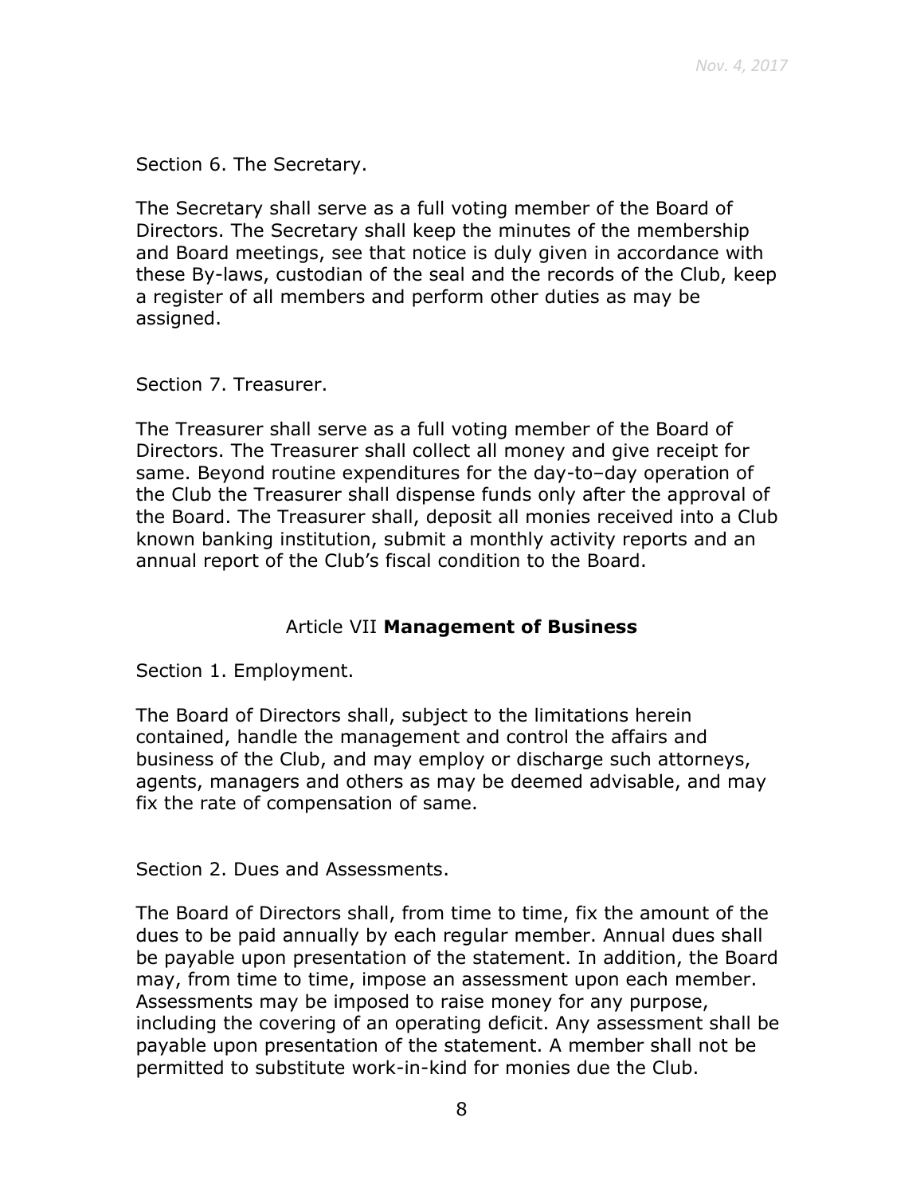Section 6. The Secretary.

The Secretary shall serve as a full voting member of the Board of Directors. The Secretary shall keep the minutes of the membership and Board meetings, see that notice is duly given in accordance with these By-laws, custodian of the seal and the records of the Club, keep a register of all members and perform other duties as may be assigned.

Section 7. Treasurer.

The Treasurer shall serve as a full voting member of the Board of Directors. The Treasurer shall collect all money and give receipt for same. Beyond routine expenditures for the day-to–day operation of the Club the Treasurer shall dispense funds only after the approval of the Board. The Treasurer shall, deposit all monies received into a Club known banking institution, submit a monthly activity reports and an annual report of the Club's fiscal condition to the Board.

## Article VII **Management of Business**

Section 1. Employment.

The Board of Directors shall, subject to the limitations herein contained, handle the management and control the affairs and business of the Club, and may employ or discharge such attorneys, agents, managers and others as may be deemed advisable, and may fix the rate of compensation of same.

Section 2. Dues and Assessments.

The Board of Directors shall, from time to time, fix the amount of the dues to be paid annually by each regular member. Annual dues shall be payable upon presentation of the statement. In addition, the Board may, from time to time, impose an assessment upon each member. Assessments may be imposed to raise money for any purpose, including the covering of an operating deficit. Any assessment shall be payable upon presentation of the statement. A member shall not be permitted to substitute work-in-kind for monies due the Club.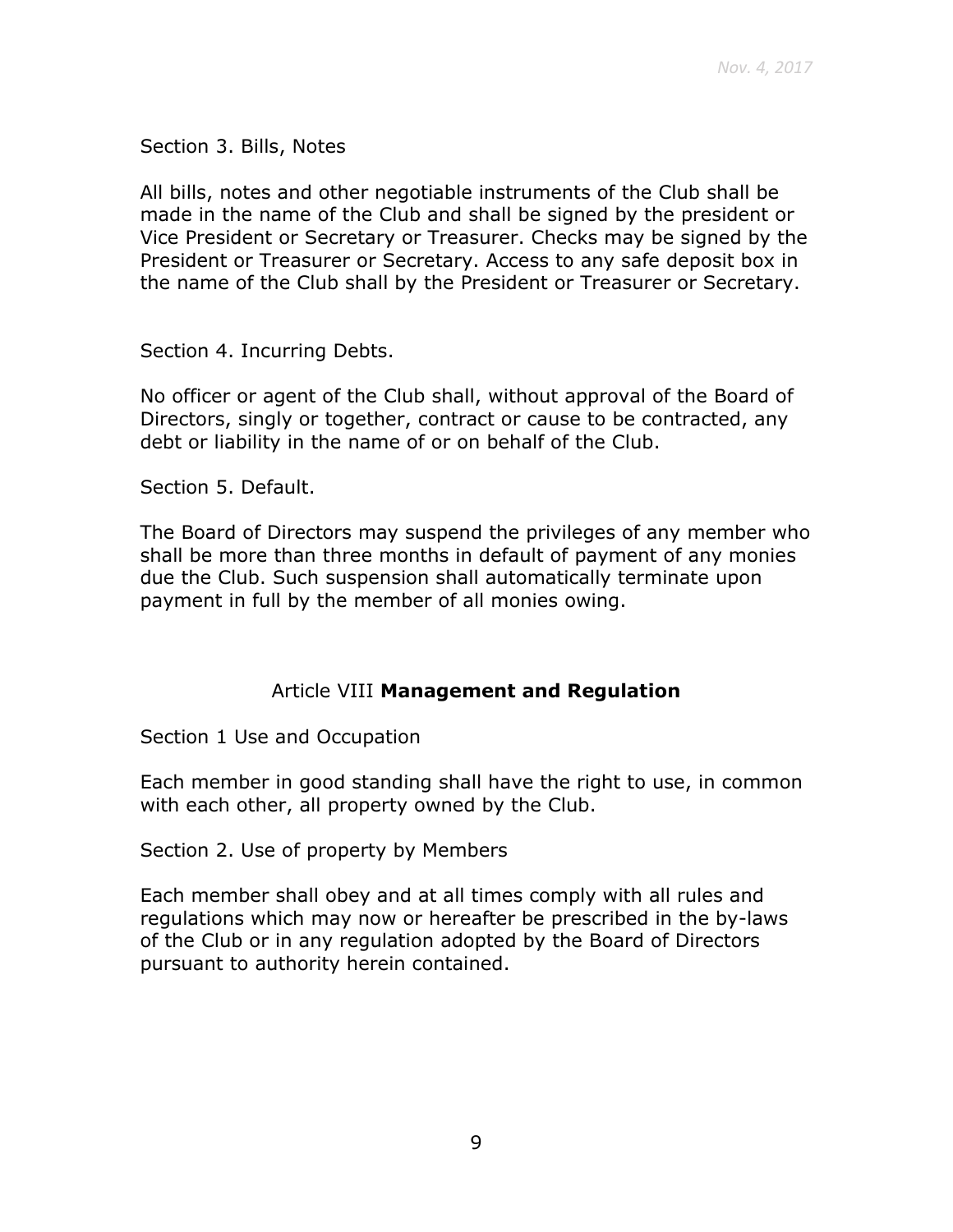Section 3. Bills, Notes

All bills, notes and other negotiable instruments of the Club shall be made in the name of the Club and shall be signed by the president or Vice President or Secretary or Treasurer. Checks may be signed by the President or Treasurer or Secretary. Access to any safe deposit box in the name of the Club shall by the President or Treasurer or Secretary.

Section 4. Incurring Debts.

No officer or agent of the Club shall, without approval of the Board of Directors, singly or together, contract or cause to be contracted, any debt or liability in the name of or on behalf of the Club.

Section 5. Default.

The Board of Directors may suspend the privileges of any member who shall be more than three months in default of payment of any monies due the Club. Such suspension shall automatically terminate upon payment in full by the member of all monies owing.

## Article VIII **Management and Regulation**

Section 1 Use and Occupation

Each member in good standing shall have the right to use, in common with each other, all property owned by the Club.

Section 2. Use of property by Members

Each member shall obey and at all times comply with all rules and regulations which may now or hereafter be prescribed in the by-laws of the Club or in any regulation adopted by the Board of Directors pursuant to authority herein contained.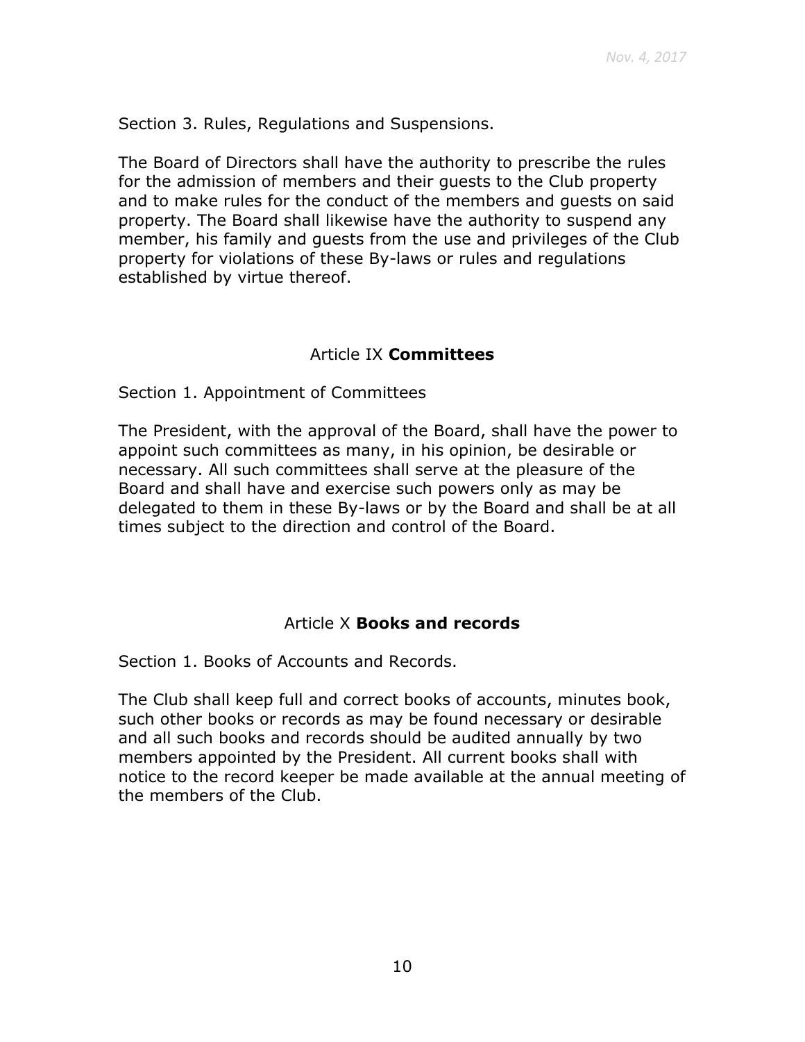Section 3. Rules, Regulations and Suspensions.

The Board of Directors shall have the authority to prescribe the rules for the admission of members and their guests to the Club property and to make rules for the conduct of the members and guests on said property. The Board shall likewise have the authority to suspend any member, his family and guests from the use and privileges of the Club property for violations of these By-laws or rules and regulations established by virtue thereof.

## Article IX **Committees**

Section 1. Appointment of Committees

The President, with the approval of the Board, shall have the power to appoint such committees as many, in his opinion, be desirable or necessary. All such committees shall serve at the pleasure of the Board and shall have and exercise such powers only as may be delegated to them in these By-laws or by the Board and shall be at all times subject to the direction and control of the Board.

## Article X **Books and records**

Section 1. Books of Accounts and Records.

The Club shall keep full and correct books of accounts, minutes book, such other books or records as may be found necessary or desirable and all such books and records should be audited annually by two members appointed by the President. All current books shall with notice to the record keeper be made available at the annual meeting of the members of the Club.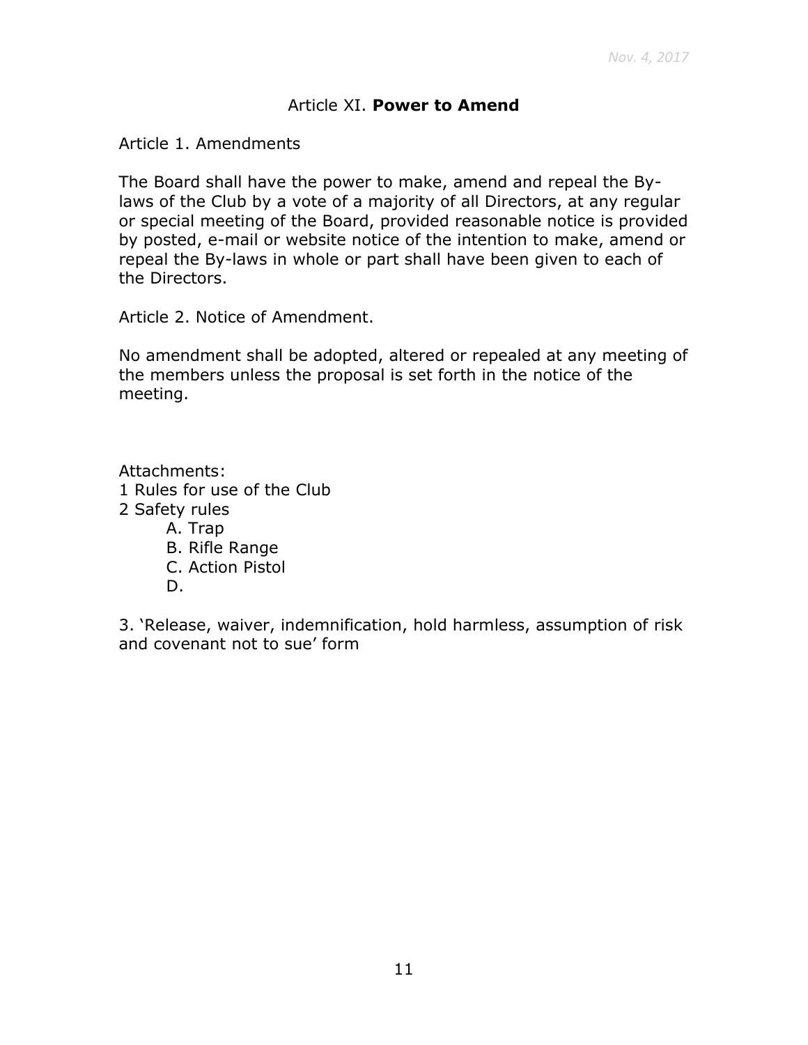## Article XI. **Power to Amend**

Article 1. Amendments

The Board shall have the power to make, amend and repeal the By-laws of the Club by a vote of a majority of all Directors, at any regular or special meeting of the Board, provided reasonable notice is provided by posted, e-mail or website notice of the intention to make, amend or repeal the By-laws in whole or part shall have been given to each of the Directors.

Article 2. Notice of Amendment.

No amendment shall be adopted, altered or repealed at any meeting of the members unless the proposal is set forth in the notice of the meeting.

Attachments:

1 Rules for use of the Club

2 Safety rules

- A. Trap
- B. Rifle Range
- C. Action Pistol
- D.

3. ‘Release, waiver, indemnification, hold harmless, assumption of risk and covenant not to sue’ form